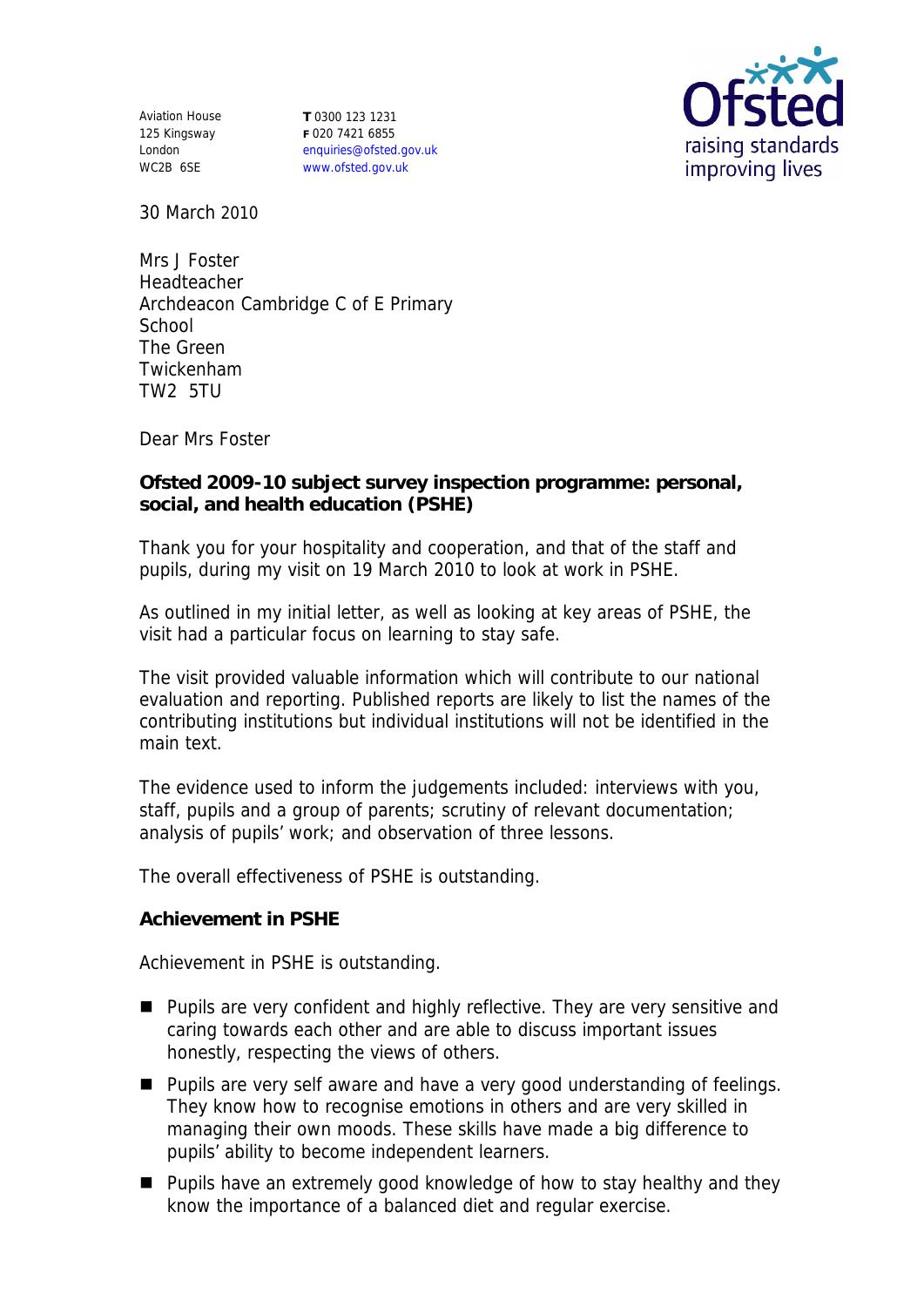Aviation House
125 Kingsway
London
WC2B 6SE

**T** 0300 123 1231
**F** 020 7421 6855
enquiries@ofsted.gov.uk
www.ofsted.gov.uk

30 March 2010

Mrs J Foster
Headteacher
Archdeacon Cambridge C of E Primary School
The Green
Twickenham
TW2 5TU

Dear Mrs Foster

**Ofsted 2009-10 subject survey inspection programme: personal, social, and health education (PSHE)**

Thank you for your hospitality and cooperation, and that of the staff and pupils, during my visit on 19 March 2010 to look at work in PSHE.

As outlined in my initial letter, as well as looking at key areas of PSHE, the visit had a particular focus on learning to stay safe.

The visit provided valuable information which will contribute to our national evaluation and reporting. Published reports are likely to list the names of the contributing institutions but individual institutions will not be identified in the main text.

The evidence used to inform the judgements included: interviews with you, staff, pupils and a group of parents; scrutiny of relevant documentation; analysis of pupils' work; and observation of three lessons.

The overall effectiveness of PSHE is outstanding.

**Achievement in PSHE**

Achievement in PSHE is outstanding.

- Pupils are very confident and highly reflective. They are very sensitive and caring towards each other and are able to discuss important issues honestly, respecting the views of others.
- Pupils are very self aware and have a very good understanding of feelings. They know how to recognise emotions in others and are very skilled in managing their own moods. These skills have made a big difference to pupils' ability to become independent learners.
- Pupils have an extremely good knowledge of how to stay healthy and they know the importance of a balanced diet and regular exercise.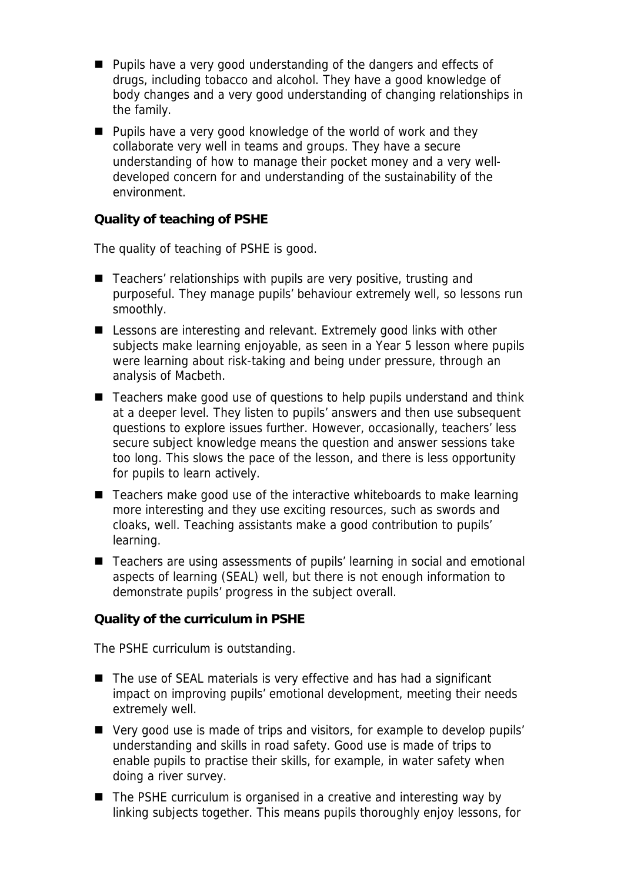- Pupils have a very good understanding of the dangers and effects of drugs, including tobacco and alcohol. They have a good knowledge of body changes and a very good understanding of changing relationships in the family.
- Pupils have a very good knowledge of the world of work and they collaborate very well in teams and groups. They have a secure understanding of how to manage their pocket money and a very well-developed concern for and understanding of the sustainability of the environment.

**Quality of teaching of PSHE**

The quality of teaching of PSHE is good.

- Teachers' relationships with pupils are very positive, trusting and purposeful. They manage pupils' behaviour extremely well, so lessons run smoothly.
- Lessons are interesting and relevant. Extremely good links with other subjects make learning enjoyable, as seen in a Year 5 lesson where pupils were learning about risk-taking and being under pressure, through an analysis of Macbeth.
- Teachers make good use of questions to help pupils understand and think at a deeper level. They listen to pupils' answers and then use subsequent questions to explore issues further. However, occasionally, teachers' less secure subject knowledge means the question and answer sessions take too long. This slows the pace of the lesson, and there is less opportunity for pupils to learn actively.
- Teachers make good use of the interactive whiteboards to make learning more interesting and they use exciting resources, such as swords and cloaks, well. Teaching assistants make a good contribution to pupils' learning.
- Teachers are using assessments of pupils' learning in social and emotional aspects of learning (SEAL) well, but there is not enough information to demonstrate pupils' progress in the subject overall.

**Quality of the curriculum in PSHE**

The PSHE curriculum is outstanding.

- The use of SEAL materials is very effective and has had a significant impact on improving pupils' emotional development, meeting their needs extremely well.
- Very good use is made of trips and visitors, for example to develop pupils' understanding and skills in road safety. Good use is made of trips to enable pupils to practise their skills, for example, in water safety when doing a river survey.
- The PSHE curriculum is organised in a creative and interesting way by linking subjects together. This means pupils thoroughly enjoy lessons, for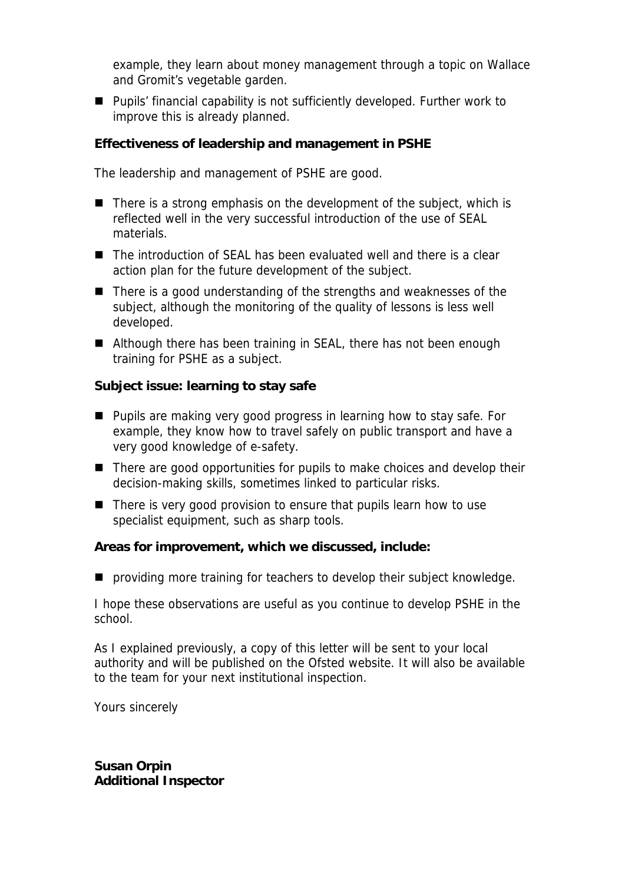example, they learn about money management through a topic on Wallace and Gromit's vegetable garden.

- Pupils' financial capability is not sufficiently developed. Further work to improve this is already planned.

**Effectiveness of leadership and management in PSHE**

The leadership and management of PSHE are good.

- There is a strong emphasis on the development of the subject, which is reflected well in the very successful introduction of the use of SEAL materials.
- The introduction of SEAL has been evaluated well and there is a clear action plan for the future development of the subject.
- There is a good understanding of the strengths and weaknesses of the subject, although the monitoring of the quality of lessons is less well developed.
- Although there has been training in SEAL, there has not been enough training for PSHE as a subject.

**Subject issue: learning to stay safe**

- Pupils are making very good progress in learning how to stay safe. For example, they know how to travel safely on public transport and have a very good knowledge of e-safety.
- There are good opportunities for pupils to make choices and develop their decision-making skills, sometimes linked to particular risks.
- There is very good provision to ensure that pupils learn how to use specialist equipment, such as sharp tools.

**Areas for improvement, which we discussed, include:**

- providing more training for teachers to develop their subject knowledge.

I hope these observations are useful as you continue to develop PSHE in the school.

As I explained previously, a copy of this letter will be sent to your local authority and will be published on the Ofsted website. It will also be available to the team for your next institutional inspection.

Yours sincerely

**Susan Orpin**
**Additional Inspector**